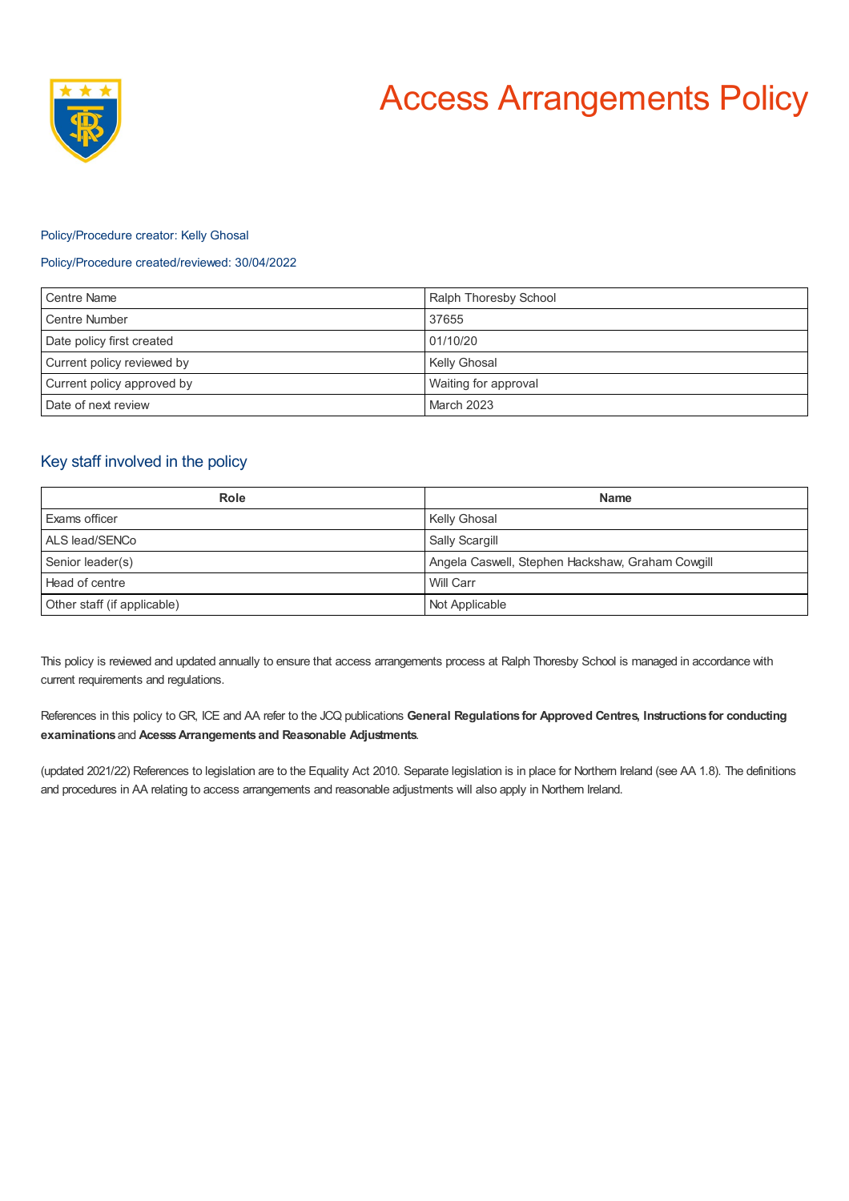# Access Arrangements Policy

Policy/Procedure creator: Kelly Ghosal

Policy/Procedure created/reviewed: 30/04/2022

| Centre Name | Ralph Thoresby School |
|---|---|
| Centre Number | 37655 |
| Date policy first created | 01/10/20 |
| Current policy reviewed by | Kelly Ghosal |
| Current policy approved by | Waiting for approval |
| Date of next review | March 2023 |

## Key staff involved in the policy

| Role | Name |
|---|---|
| Exams officer | Kelly Ghosal |
| ALS lead/SENCo | Sally Scargill |
| Senior leader(s) | Angela Caswell, Stephen Hackshaw, Graham Cowgill |
| Head of centre | Will Carr |
| Other staff (if applicable) | Not Applicable |

This policy is reviewed and updated annually to ensure that access arrangements process at Ralph Thoresby School is managed in accordance with current requirements and regulations.

References in this policy to GR, ICE and AA refer to the JCQ publications **General Regulations for Approved Centres**, **Instructions for conducting examinations** and **Acesss Arrangements and Reasonable Adjustments**.

(updated 2021/22) References to legislation are to the Equality Act 2010. Separate legislation is in place for Northern Ireland (see AA 1.8). The definitions and procedures in AA relating to access arrangements and reasonable adjustments will also apply in Northern Ireland.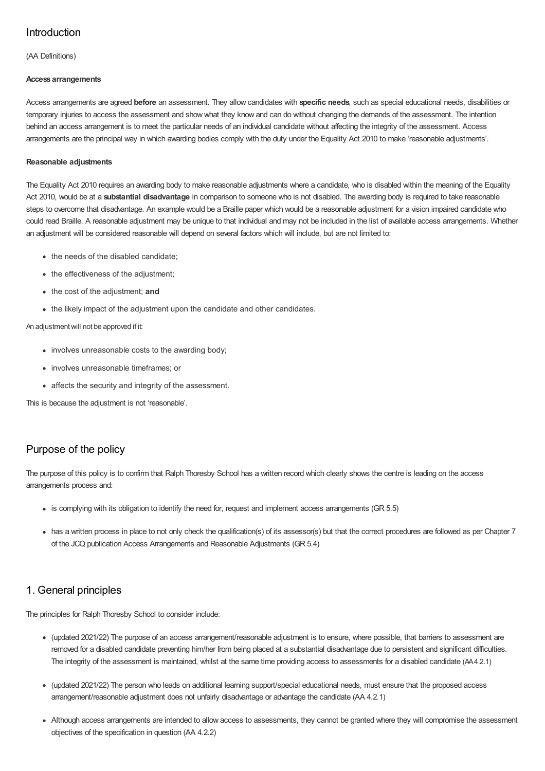## Introduction

(AA Definitions)

**Access arrangements**

Access arrangements are agreed **before** an assessment. They allow candidates with **specific needs**, such as special educational needs, disabilities or temporary injuries to access the assessment and show what they know and can do without changing the demands of the assessment. The intention behind an access arrangement is to meet the particular needs of an individual candidate without affecting the integrity of the assessment. Access arrangements are the principal way in which awarding bodies comply with the duty under the Equality Act 2010 to make 'reasonable adjustments'.

**Reasonable adjustments**

The Equality Act 2010 requires an awarding body to make reasonable adjustments where a candidate, who is disabled within the meaning of the Equality Act 2010, would be at a **substantial disadvantage** in comparison to someone who is not disabled. The awarding body is required to take reasonable steps to overcome that disadvantage. An example would be a Braille paper which would be a reasonable adjustment for a vision impaired candidate who could read Braille. A reasonable adjustment may be unique to that individual and may not be included in the list of available access arrangements. Whether an adjustment will be considered reasonable will depend on several factors which will include, but are not limited to:

- the needs of the disabled candidate;
- the effectiveness of the adjustment;
- the cost of the adjustment; **and**
- the likely impact of the adjustment upon the candidate and other candidates.

An adjustment will not be approved if it:

- involves unreasonable costs to the awarding body;
- involves unreasonable timeframes; or
- affects the security and integrity of the assessment.

This is because the adjustment is not 'reasonable'.

## Purpose of the policy

The purpose of this policy is to confirm that Ralph Thoresby School has a written record which clearly shows the centre is leading on the access arrangements process and:

- is complying with its obligation to identify the need for, request and implement access arrangements (GR 5.5)
- has a written process in place to not only check the qualification(s) of its assessor(s) but that the correct procedures are followed as per Chapter 7 of the JCQ publication Access Arrangements and Reasonable Adjustments (GR 5.4)

## 1. General principles

The principles for Ralph Thoresby School to consider include:

- (updated 2021/22) The purpose of an access arrangement/reasonable adjustment is to ensure, where possible, that barriers to assessment are removed for a disabled candidate preventing him/her from being placed at a substantial disadvantage due to persistent and significant difficulties. The integrity of the assessment is maintained, whilst at the same time providing access to assessments for a disabled candidate (AA 4.2.1)
- (updated 2021/22) The person who leads on additional learning support/special educational needs, must ensure that the proposed access arrangement/reasonable adjustment does not unfairly disadvantage or advantage the candidate (AA 4.2.1)
- Although access arrangements are intended to allow access to assessments, they cannot be granted where they will compromise the assessment objectives of the specification in question (AA 4.2.2)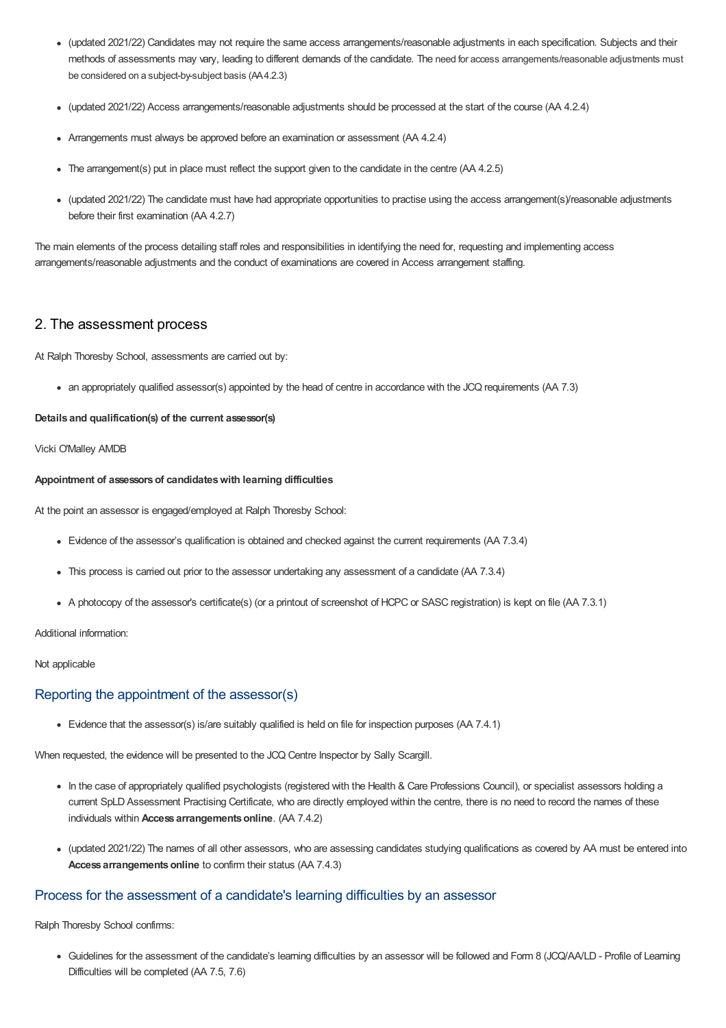- (updated 2021/22) Candidates may not require the same access arrangements/reasonable adjustments in each specification. Subjects and their methods of assessments may vary, leading to different demands of the candidate. The need for access arrangements/reasonable adjustments must be considered on a subject-by-subject basis (AA4.2.3)
- (updated 2021/22) Access arrangements/reasonable adjustments should be processed at the start of the course (AA 4.2.4)
- Arrangements must always be approved before an examination or assessment (AA 4.2.4)
- The arrangement(s) put in place must reflect the support given to the candidate in the centre (AA 4.2.5)
- (updated 2021/22) The candidate must have had appropriate opportunities to practise using the access arrangement(s)/reasonable adjustments before their first examination (AA 4.2.7)

The main elements of the process detailing staff roles and responsibilities in identifying the need for, requesting and implementing access arrangements/reasonable adjustments and the conduct of examinations are covered in Access arrangement staffing.

## 2. The assessment process

At Ralph Thoresby School, assessments are carried out by:

- an appropriately qualified assessor(s) appointed by the head of centre in accordance with the JCQ requirements (AA 7.3)

**Details and qualification(s) of the current assessor(s)**

Vicki O'Malley AMDB

**Appointment of assessors of candidates with learning difficulties**

At the point an assessor is engaged/employed at Ralph Thoresby School:

- Evidence of the assessor's qualification is obtained and checked against the current requirements (AA 7.3.4)
- This process is carried out prior to the assessor undertaking any assessment of a candidate (AA 7.3.4)
- A photocopy of the assessor's certificate(s) (or a printout of screenshot of HCPC or SASC registration) is kept on file (AA 7.3.1)

Additional information:

Not applicable

### Reporting the appointment of the assessor(s)

- Evidence that the assessor(s) is/are suitably qualified is held on file for inspection purposes (AA 7.4.1)

When requested, the evidence will be presented to the JCQ Centre Inspector by Sally Scargill.

- In the case of appropriately qualified psychologists (registered with the Health & Care Professions Council), or specialist assessors holding a current SpLD Assessment Practising Certificate, who are directly employed within the centre, there is no need to record the names of these individuals within **Access arrangements online**. (AA 7.4.2)
- (updated 2021/22) The names of all other assessors, who are assessing candidates studying qualifications as covered by AA must be entered into **Access arrangements online** to confirm their status (AA 7.4.3)

### Process for the assessment of a candidate's learning difficulties by an assessor

Ralph Thoresby School confirms:

- Guidelines for the assessment of the candidate's learning difficulties by an assessor will be followed and Form 8 (JCQ/AA/LD - Profile of Learning Difficulties will be completed (AA 7.5, 7.6)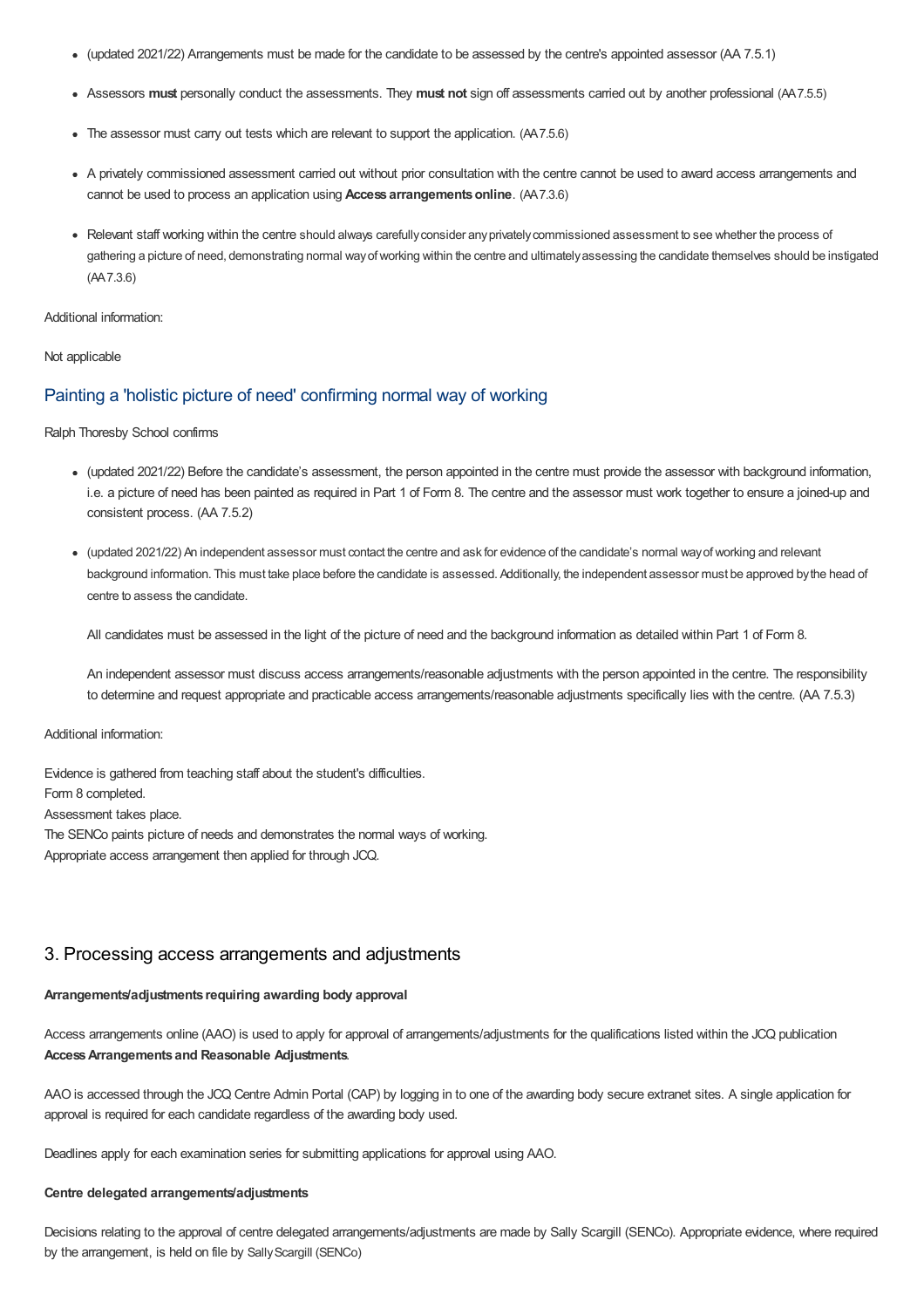- (updated 2021/22) Arrangements must be made for the candidate to be assessed by the centre's appointed assessor (AA 7.5.1)
- Assessors **must** personally conduct the assessments. They **must not** sign off assessments carried out by another professional (AA7.5.5)
- The assessor must carry out tests which are relevant to support the application. (AA7.5.6)
- A privately commissioned assessment carried out without prior consultation with the centre cannot be used to award access arrangements and cannot be used to process an application using **Access arrangements online**. (AA7.3.6)
- Relevant staff working within the centre should always carefully consider any privately commissioned assessment to see whether the process of gathering a picture of need, demonstrating normal way of working within the centre and ultimately assessing the candidate themselves should be instigated (AA7.3.6)

Additional information:

Not applicable

## Painting a 'holistic picture of need' confirming normal way of working

Ralph Thoresby School confirms

- (updated 2021/22) Before the candidate's assessment, the person appointed in the centre must provide the assessor with background information, i.e. a picture of need has been painted as required in Part 1 of Form 8. The centre and the assessor must work together to ensure a joined-up and consistent process. (AA 7.5.2)
- (updated 2021/22) An independent assessor must contact the centre and ask for evidence of the candidate's normal way of working and relevant background information. This must take place before the candidate is assessed. Additionally, the independent assessor must be approved by the head of centre to assess the candidate.

  All candidates must be assessed in the light of the picture of need and the background information as detailed within Part 1 of Form 8.

  An independent assessor must discuss access arrangements/reasonable adjustments with the person appointed in the centre. The responsibility to determine and request appropriate and practicable access arrangements/reasonable adjustments specifically lies with the centre. (AA 7.5.3)

Additional information:

Evidence is gathered from teaching staff about the student's difficulties.
Form 8 completed.
Assessment takes place.
The SENCo paints picture of needs and demonstrates the normal ways of working.
Appropriate access arrangement then applied for through JCQ.

## 3. Processing access arrangements and adjustments

**Arrangements/adjustments requiring awarding body approval**

Access arrangements online (AAO) is used to apply for approval of arrangements/adjustments for the qualifications listed within the JCQ publication **Access Arrangements and Reasonable Adjustments**.

AAO is accessed through the JCQ Centre Admin Portal (CAP) by logging in to one of the awarding body secure extranet sites. A single application for approval is required for each candidate regardless of the awarding body used.

Deadlines apply for each examination series for submitting applications for approval using AAO.

**Centre delegated arrangements/adjustments**

Decisions relating to the approval of centre delegated arrangements/adjustments are made by Sally Scargill (SENCo). Appropriate evidence, where required by the arrangement, is held on file by Sally Scargill (SENCo)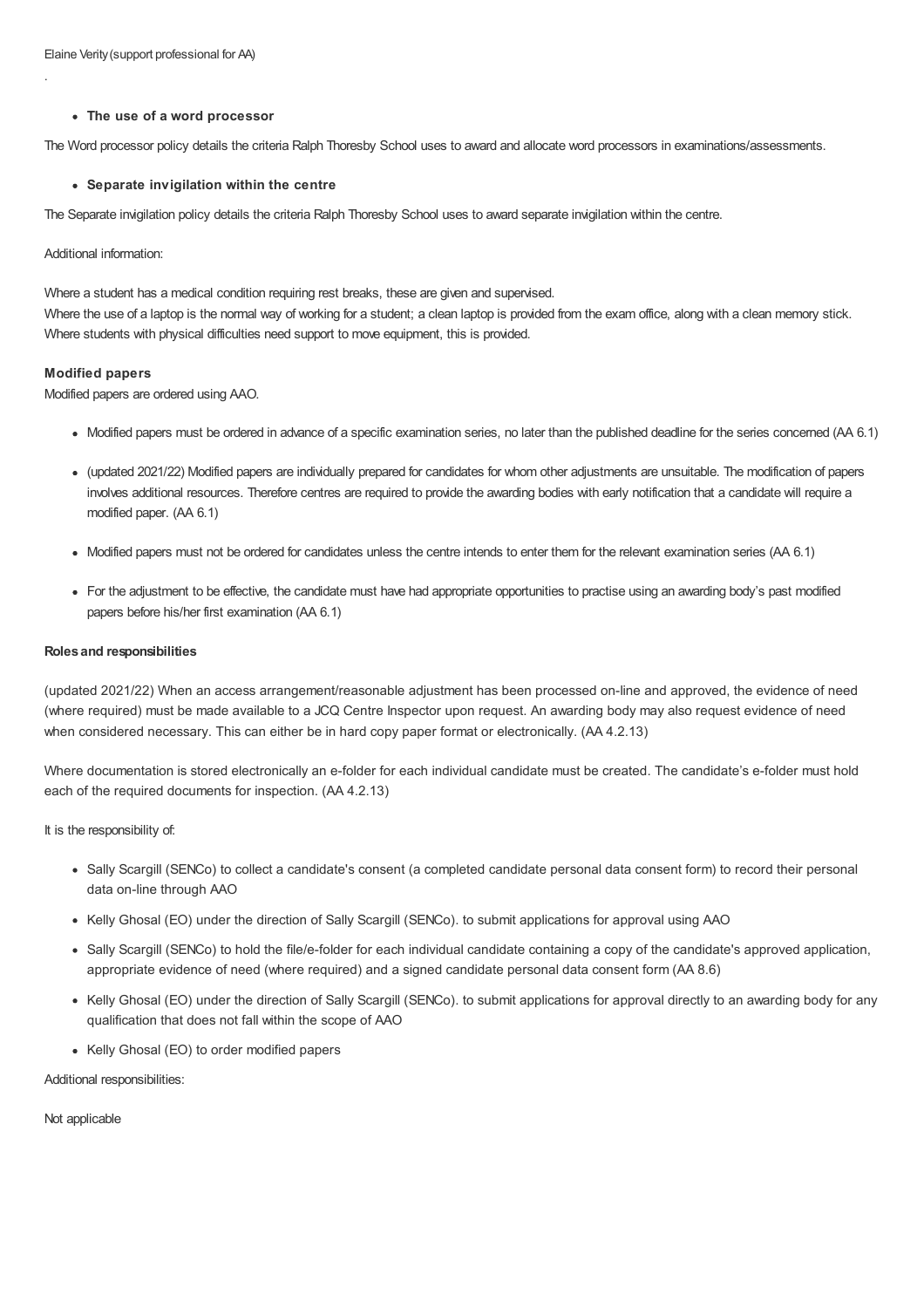Elaine Verity (support professional for AA)

.

- **The use of a word processor**

The Word processor policy details the criteria Ralph Thoresby School uses to award and allocate word processors in examinations/assessments.

- **Separate invigilation within the centre**

The Separate invigilation policy details the criteria Ralph Thoresby School uses to award separate invigilation within the centre.

Additional information:

Where a student has a medical condition requiring rest breaks, these are given and supervised.
Where the use of a laptop is the normal way of working for a student; a clean laptop is provided from the exam office, along with a clean memory stick.
Where students with physical difficulties need support to move equipment, this is provided.

**Modified papers**

Modified papers are ordered using AAO.

- Modified papers must be ordered in advance of a specific examination series, no later than the published deadline for the series concerned (AA 6.1)
- (updated 2021/22) Modified papers are individually prepared for candidates for whom other adjustments are unsuitable. The modification of papers involves additional resources. Therefore centres are required to provide the awarding bodies with early notification that a candidate will require a modified paper. (AA 6.1)
- Modified papers must not be ordered for candidates unless the centre intends to enter them for the relevant examination series (AA 6.1)
- For the adjustment to be effective, the candidate must have had appropriate opportunities to practise using an awarding body's past modified papers before his/her first examination (AA 6.1)

**Roles and responsibilities**

(updated 2021/22) When an access arrangement/reasonable adjustment has been processed on-line and approved, the evidence of need (where required) must be made available to a JCQ Centre Inspector upon request. An awarding body may also request evidence of need when considered necessary. This can either be in hard copy paper format or electronically. (AA 4.2.13)

Where documentation is stored electronically an e-folder for each individual candidate must be created. The candidate's e-folder must hold each of the required documents for inspection. (AA 4.2.13)

It is the responsibility of:

- Sally Scargill (SENCo) to collect a candidate's consent (a completed candidate personal data consent form) to record their personal data on-line through AAO
- Kelly Ghosal (EO) under the direction of Sally Scargill (SENCo). to submit applications for approval using AAO
- Sally Scargill (SENCo) to hold the file/e-folder for each individual candidate containing a copy of the candidate's approved application, appropriate evidence of need (where required) and a signed candidate personal data consent form (AA 8.6)
- Kelly Ghosal (EO) under the direction of Sally Scargill (SENCo). to submit applications for approval directly to an awarding body for any qualification that does not fall within the scope of AAO
- Kelly Ghosal (EO) to order modified papers

Additional responsibilities:

Not applicable